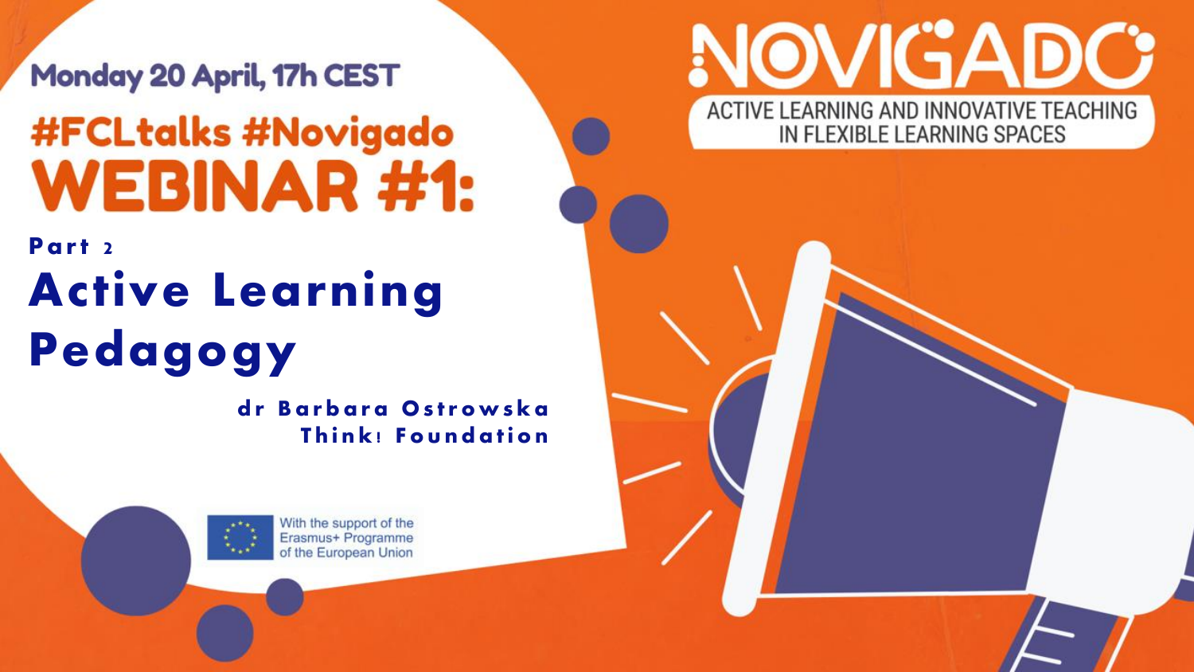Monday 20 April, 17h CEST

#FCLtalks #Novigado

# WEBINAR #1:

**Part 2**

# Active Learning Pedagogy

**dr Barbara Ostrowska**
**Think! Foundation**

NOVIGADO

ACTIVE LEARNING AND INNOVATIVE TEACHING IN FLEXIBLE LEARNING SPACES

With the support of the Erasmus+ Programme of the European Union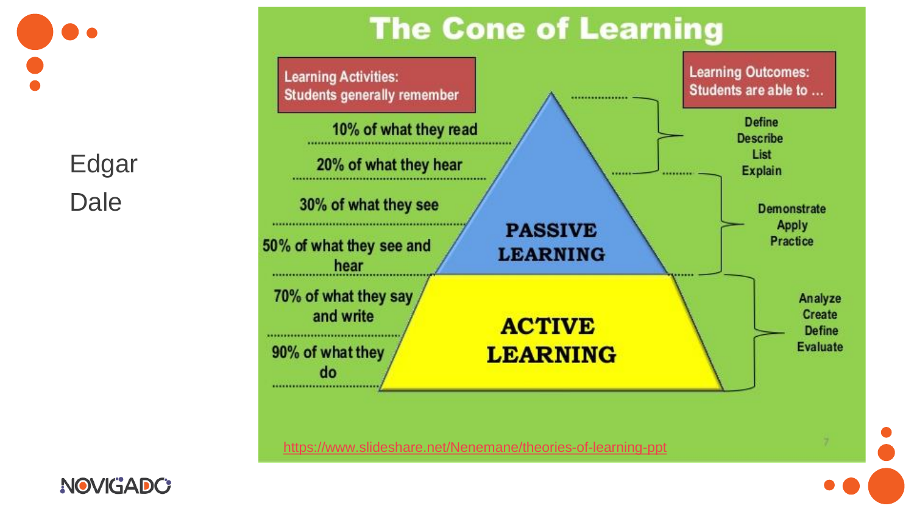# Edgar Dale

## The Cone of Learning

**Learning Activities: Students generally remember**

- 10% of what they read
- 20% of what they hear
- 30% of what they see
- 50% of what they see and hear
- 70% of what they say and write
- 90% of what they do

**PASSIVE LEARNING**

**ACTIVE LEARNING**

**Learning Outcomes: Students are able to …**

- Define, Describe, List, Explain
- Demonstrate, Apply, Practice
- Analyze, Create, Define, Evaluate

https://www.slideshare.net/Nenemane/theories-of-learning-ppt

NOVIGADO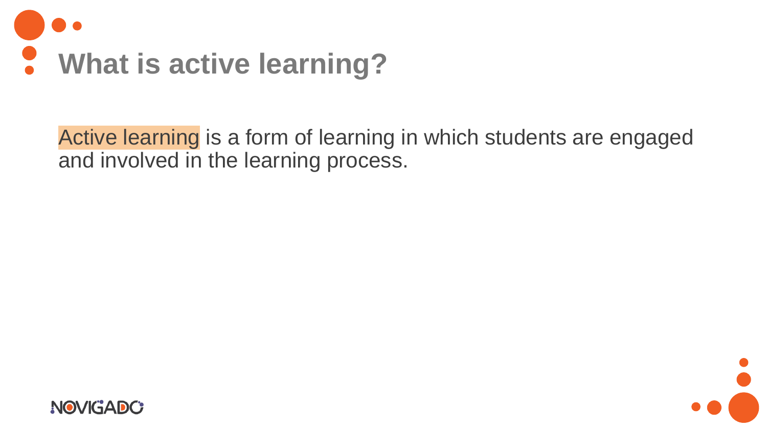# What is active learning?

Active learning is a form of learning in which students are engaged and involved in the learning process.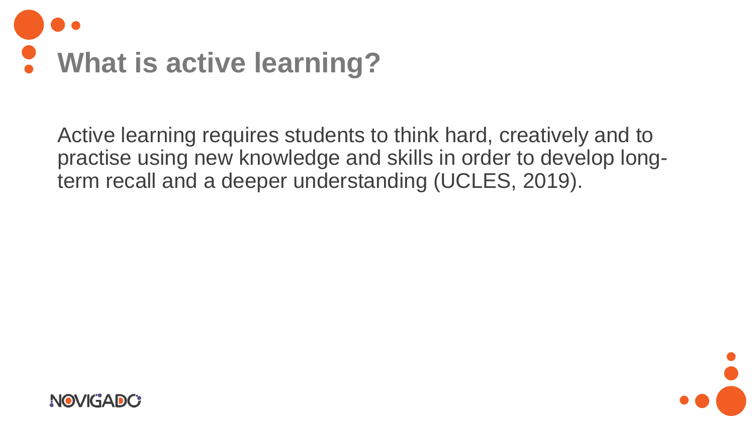# What is active learning?

Active learning requires students to think hard, creatively and to practise using new knowledge and skills in order to develop long-term recall and a deeper understanding (UCLES, 2019).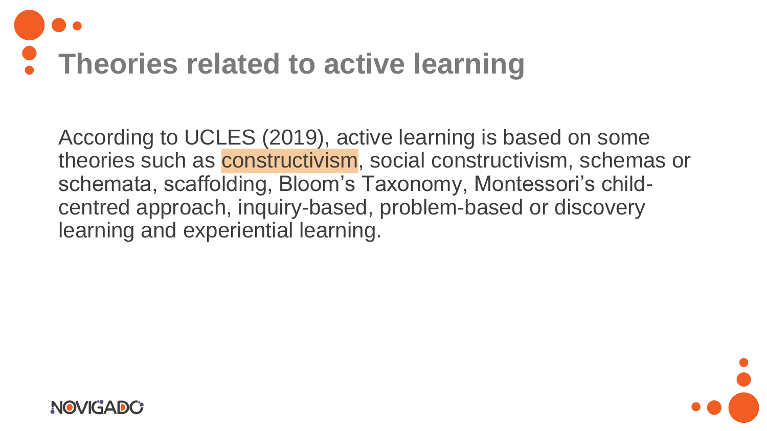# Theories related to active learning

According to UCLES (2019), active learning is based on some theories such as constructivism, social constructivism, schemas or schemata, scaffolding, Bloom's Taxonomy, Montessori's child-centred approach, inquiry-based, problem-based or discovery learning and experiential learning.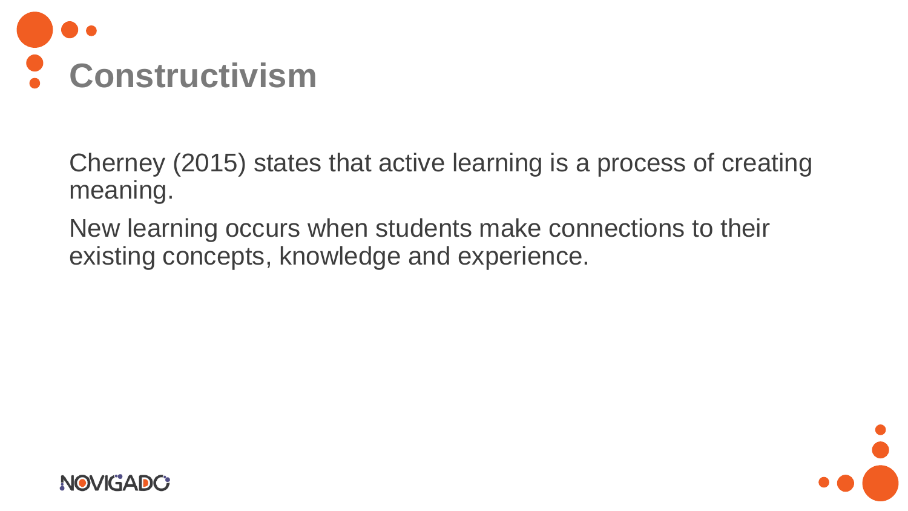# Constructivism

Cherney (2015) states that active learning is a process of creating meaning.

New learning occurs when students make connections to their existing concepts, knowledge and experience.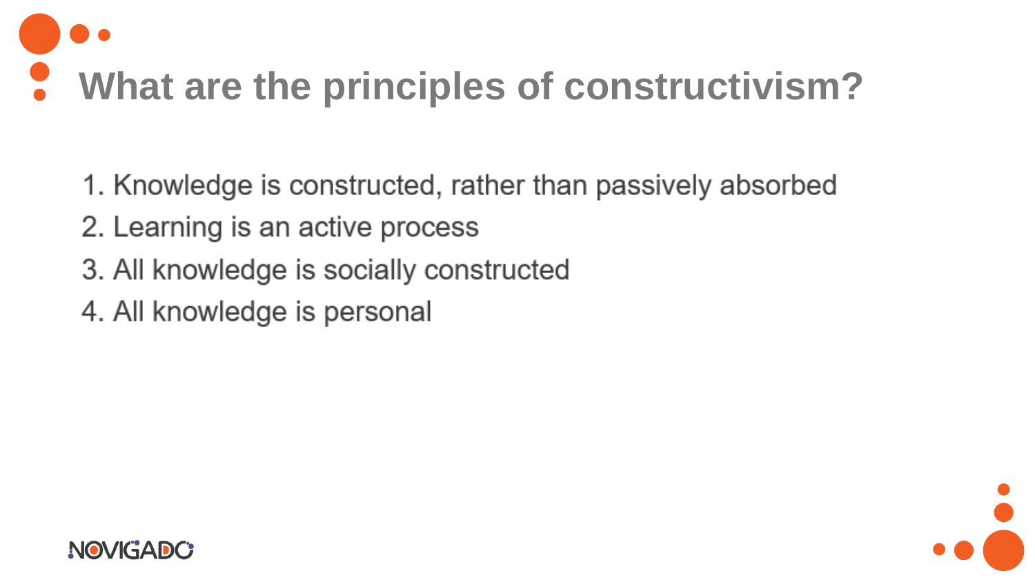# What are the principles of constructivism?

1. Knowledge is constructed, rather than passively absorbed
2. Learning is an active process
3. All knowledge is socially constructed
4. All knowledge is personal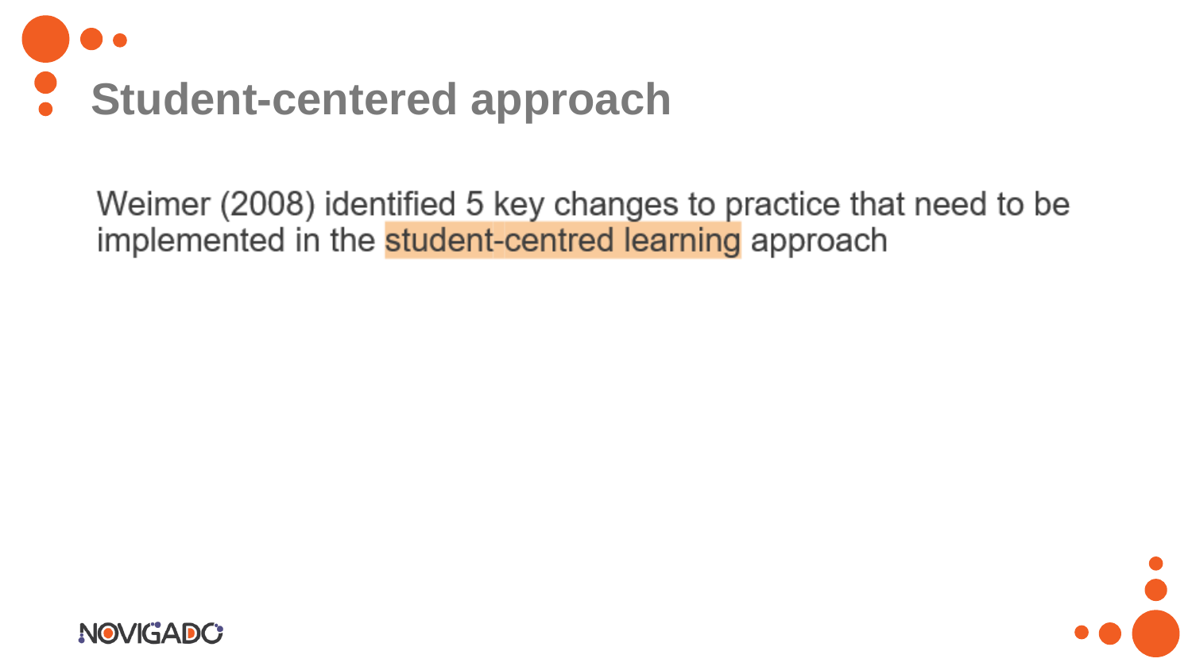# Student-centered approach

Weimer (2008) identified 5 key changes to practice that need to be implemented in the student-centred learning approach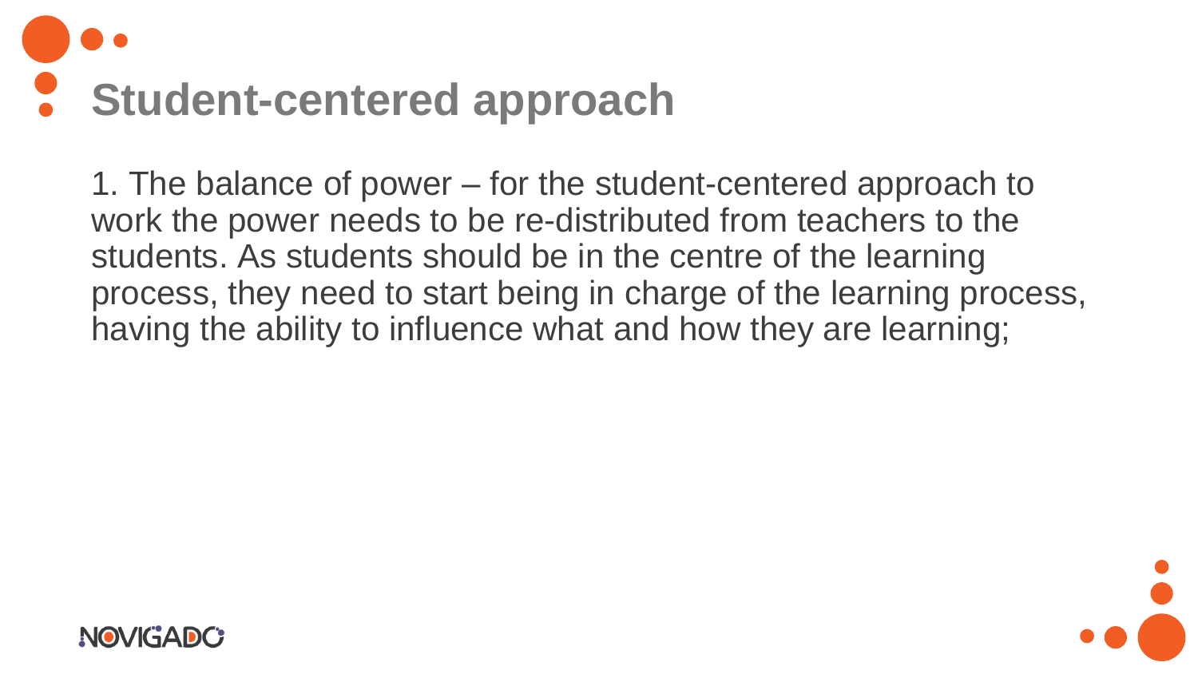# Student-centered approach

1. The balance of power – for the student-centered approach to work the power needs to be re-distributed from teachers to the students. As students should be in the centre of the learning process, they need to start being in charge of the learning process, having the ability to influence what and how they are learning;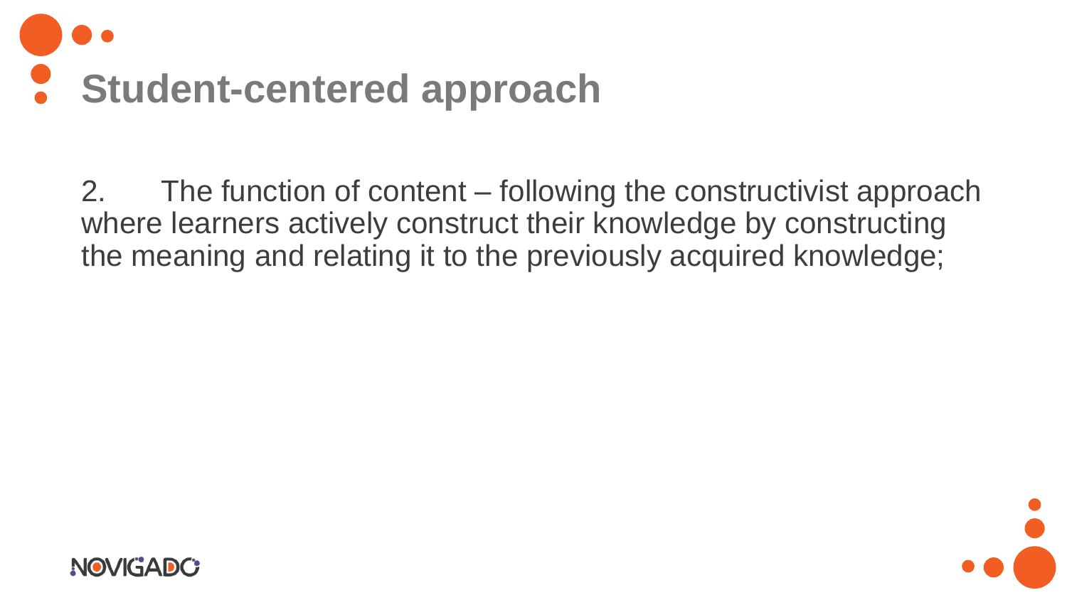# Student-centered approach

2. The function of content – following the constructivist approach where learners actively construct their knowledge by constructing the meaning and relating it to the previously acquired knowledge;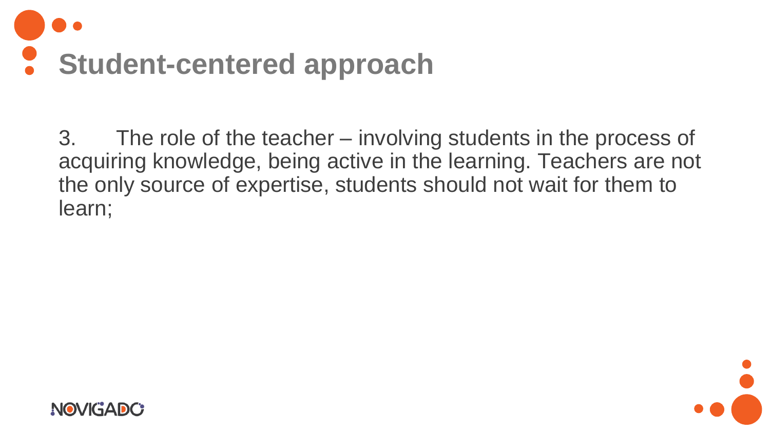# Student-centered approach

3. The role of the teacher – involving students in the process of acquiring knowledge, being active in the learning. Teachers are not the only source of expertise, students should not wait for them to learn;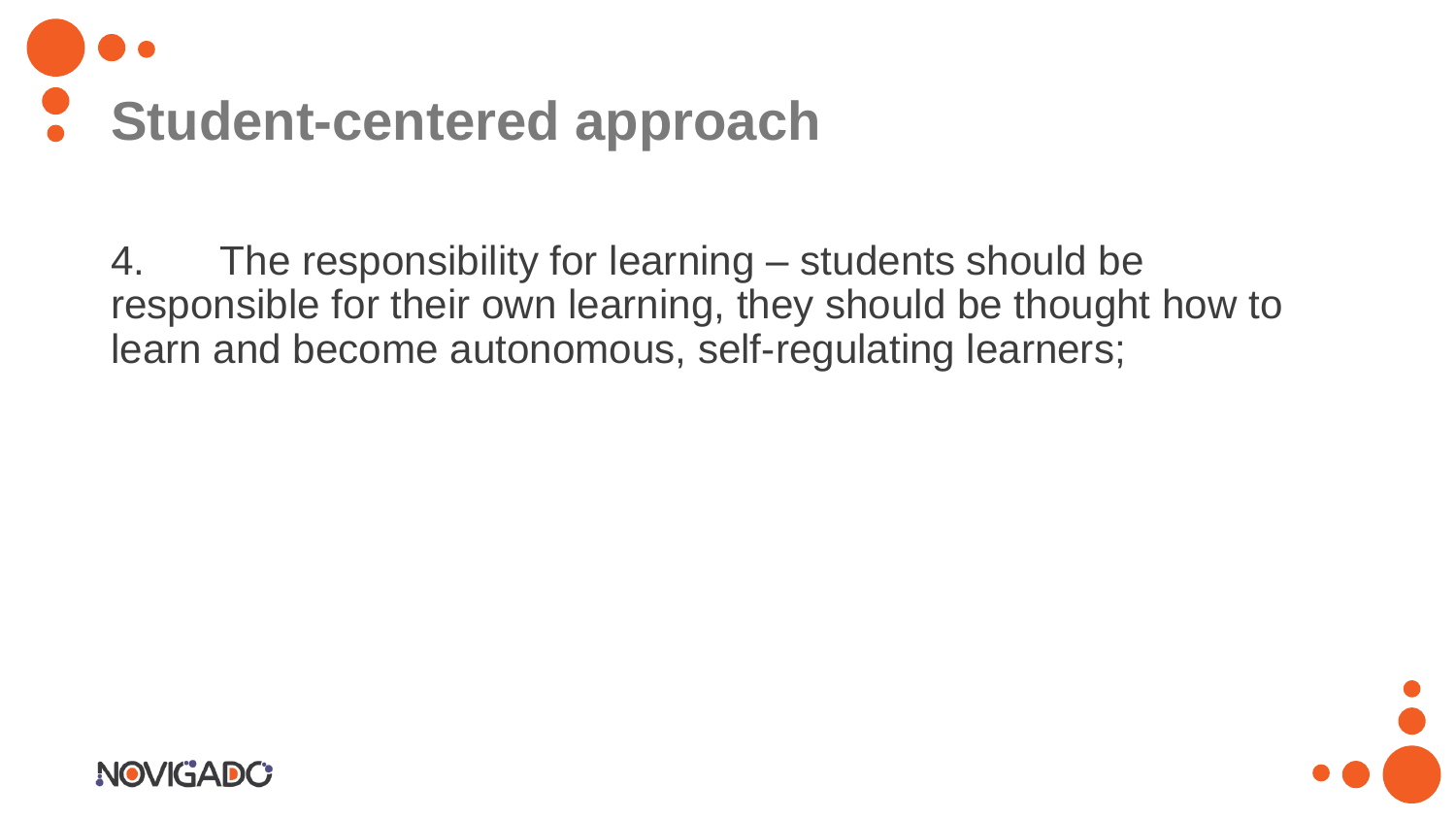# Student-centered approach

4. The responsibility for learning – students should be responsible for their own learning, they should be thought how to learn and become autonomous, self-regulating learners;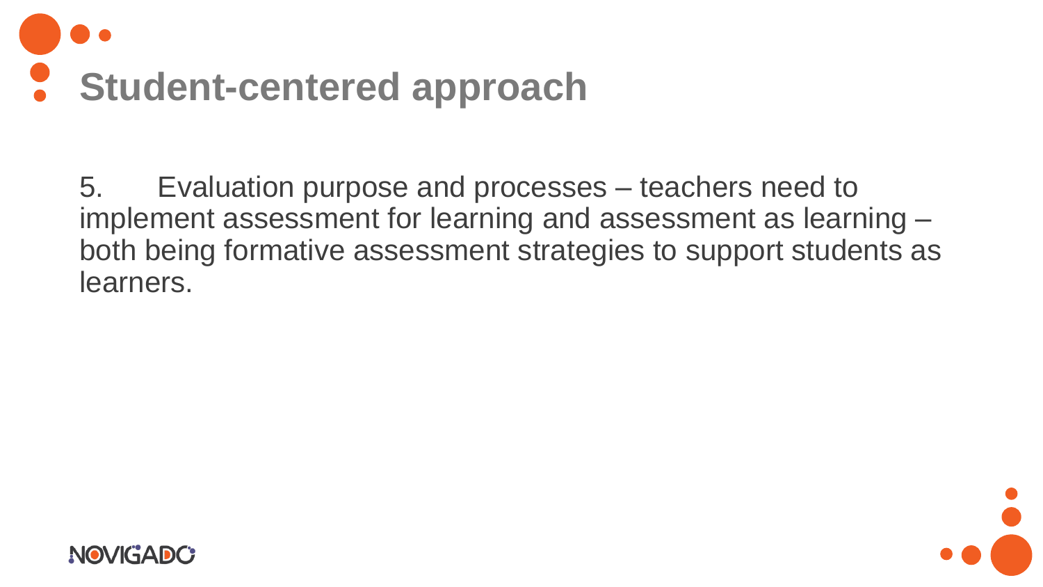# Student-centered approach

5. Evaluation purpose and processes – teachers need to implement assessment for learning and assessment as learning – both being formative assessment strategies to support students as learners.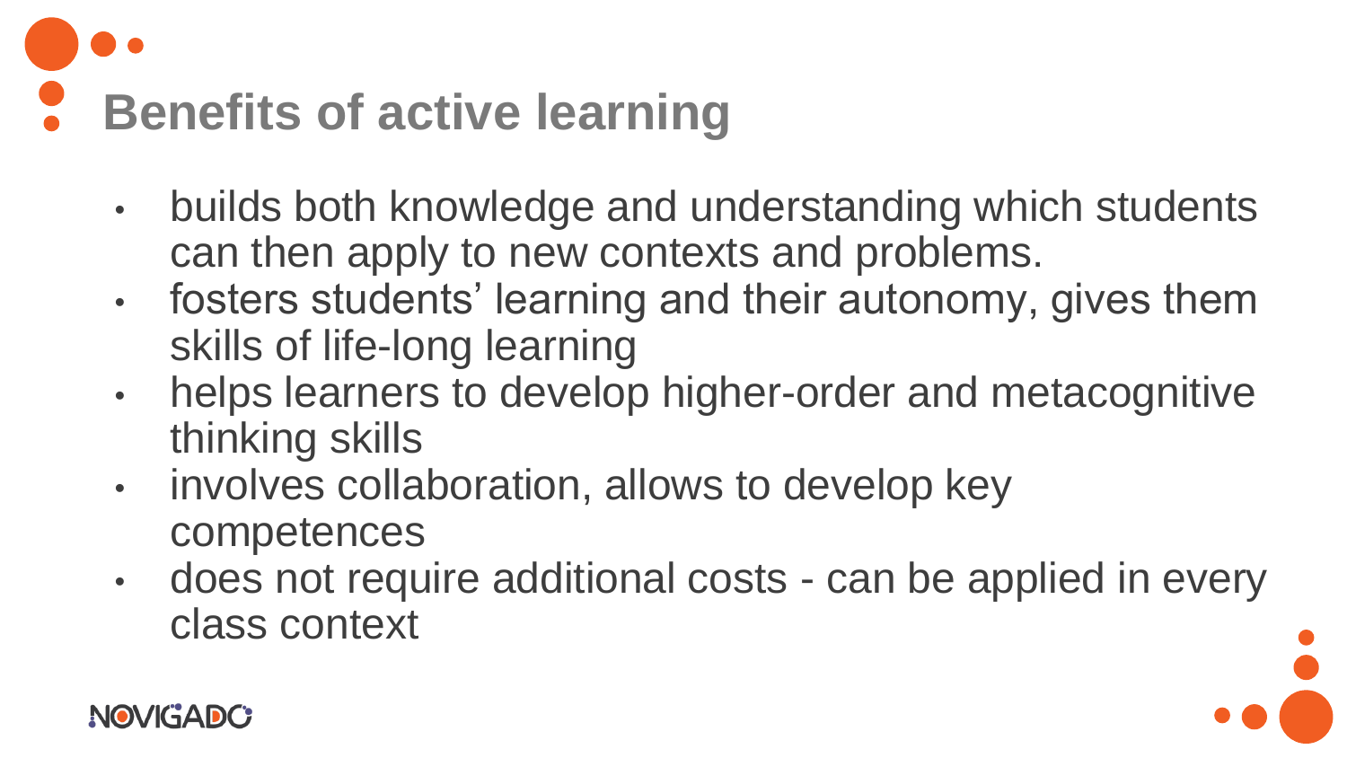# Benefits of active learning

- builds both knowledge and understanding which students can then apply to new contexts and problems.
- fosters students’ learning and their autonomy, gives them skills of life-long learning
- helps learners to develop higher-order and metacognitive thinking skills
- involves collaboration, allows to develop key competences
- does not require additional costs - can be applied in every class context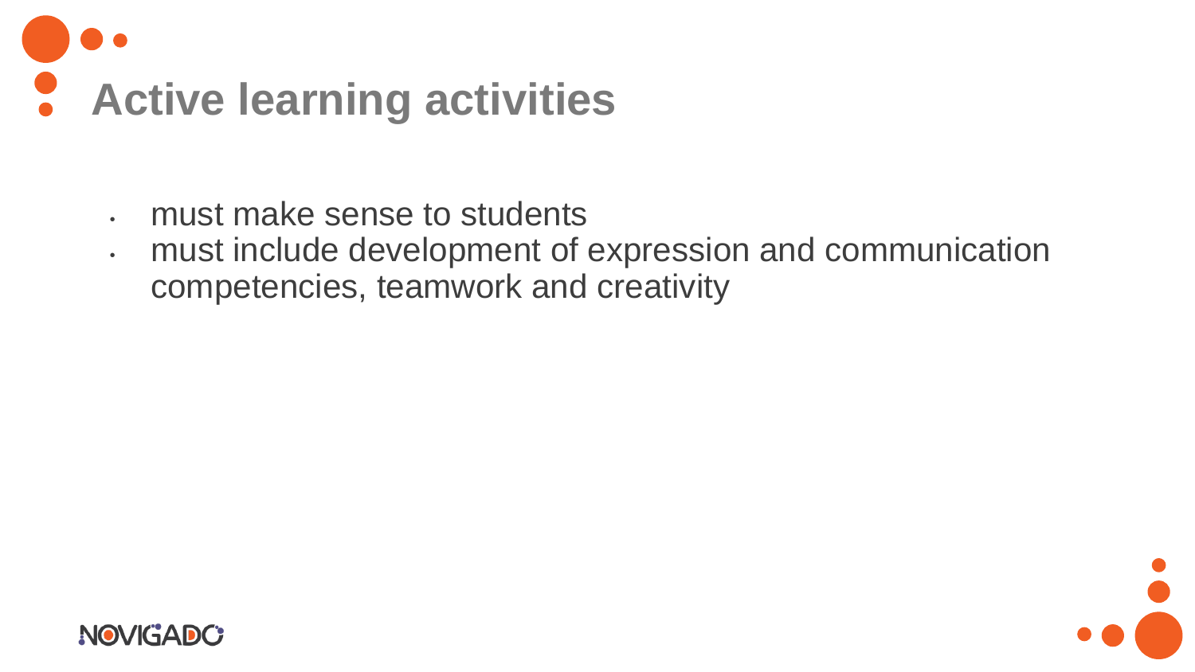# Active learning activities

- must make sense to students
- must include development of expression and communication competencies, teamwork and creativity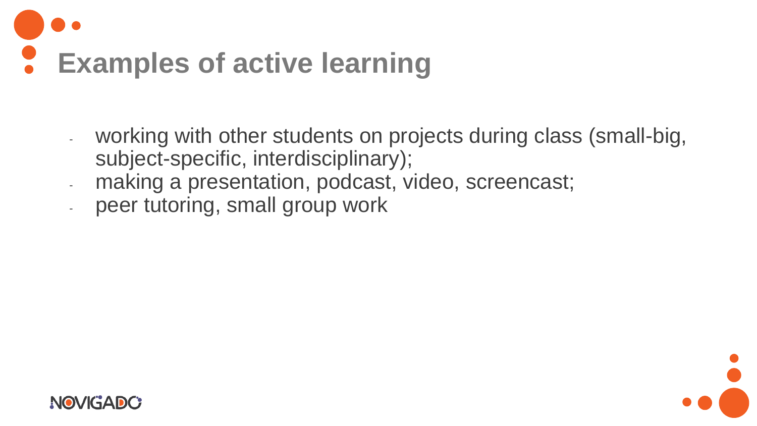# Examples of active learning

- working with other students on projects during class (small-big, subject-specific, interdisciplinary);
- making a presentation, podcast, video, screencast;
- peer tutoring, small group work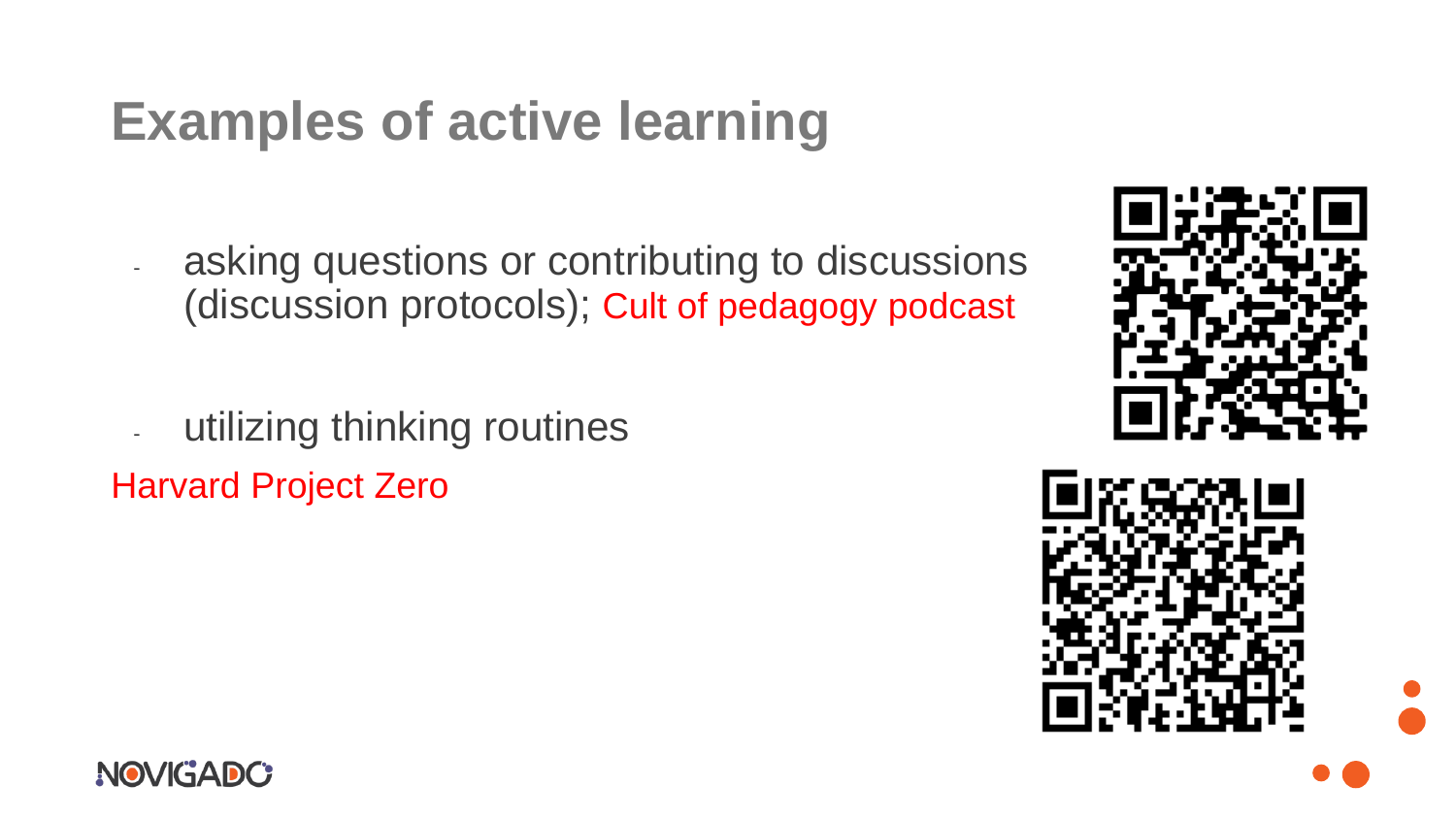# Examples of active learning

- asking questions or contributing to discussions (discussion protocols); Cult of pedagogy podcast

- utilizing thinking routines

Harvard Project Zero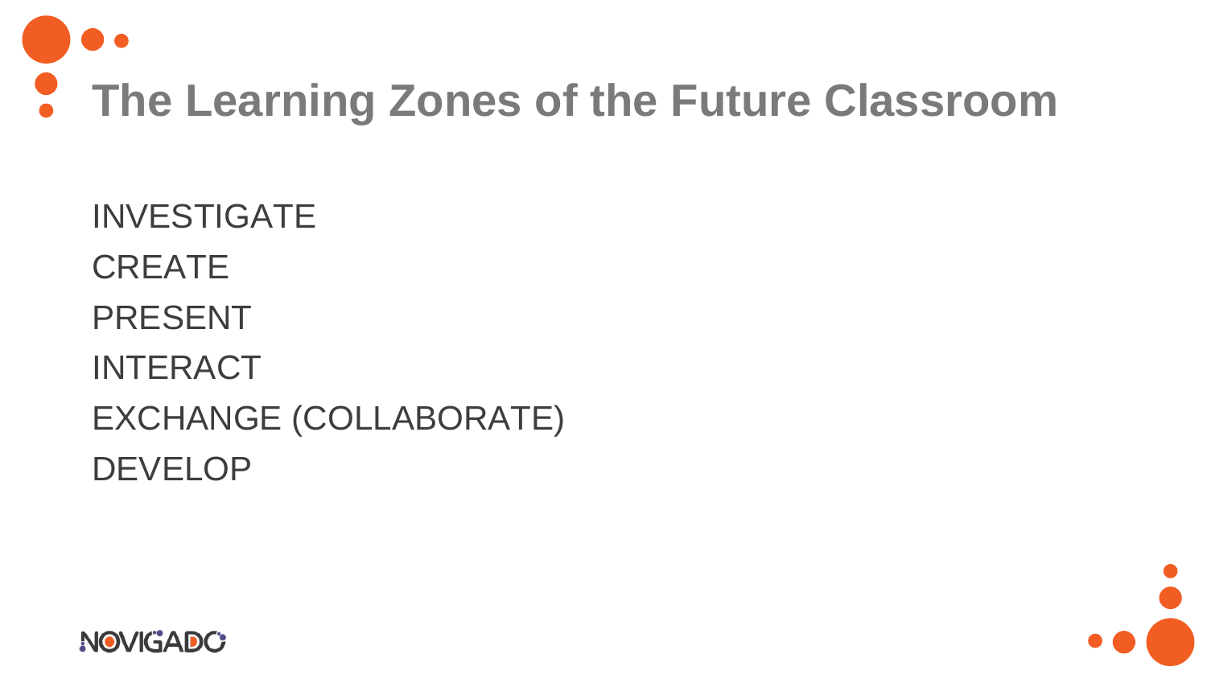# The Learning Zones of the Future Classroom

INVESTIGATE

CREATE

PRESENT

INTERACT

EXCHANGE (COLLABORATE)

DEVELOP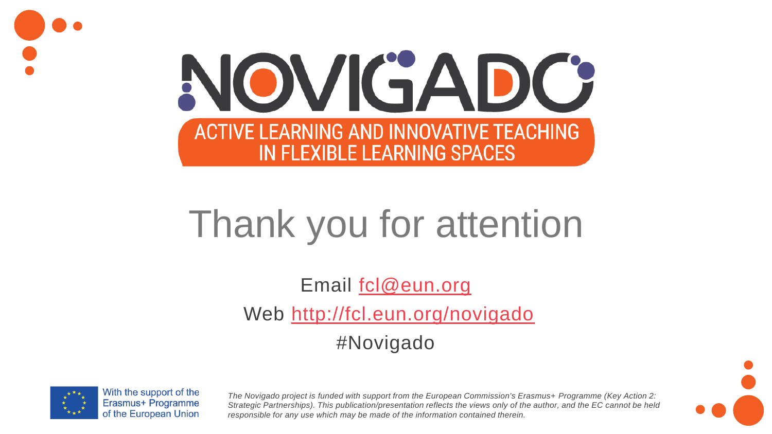# NOVIGADO

ACTIVE LEARNING AND INNOVATIVE TEACHING IN FLEXIBLE LEARNING SPACES

## Thank you for attention

Email [fcl@eun.org](mailto:fcl@eun.org)

Web [http://fcl.eun.org/novigado](http://fcl.eun.org/novigado)

#Novigado

With the support of the Erasmus+ Programme of the European Union

*The Novigado project is funded with support from the European Commission's Erasmus+ Programme (Key Action 2: Strategic Partnerships). This publication/presentation reflects the views only of the author, and the EC cannot be held responsible for any use which may be made of the information contained therein.*